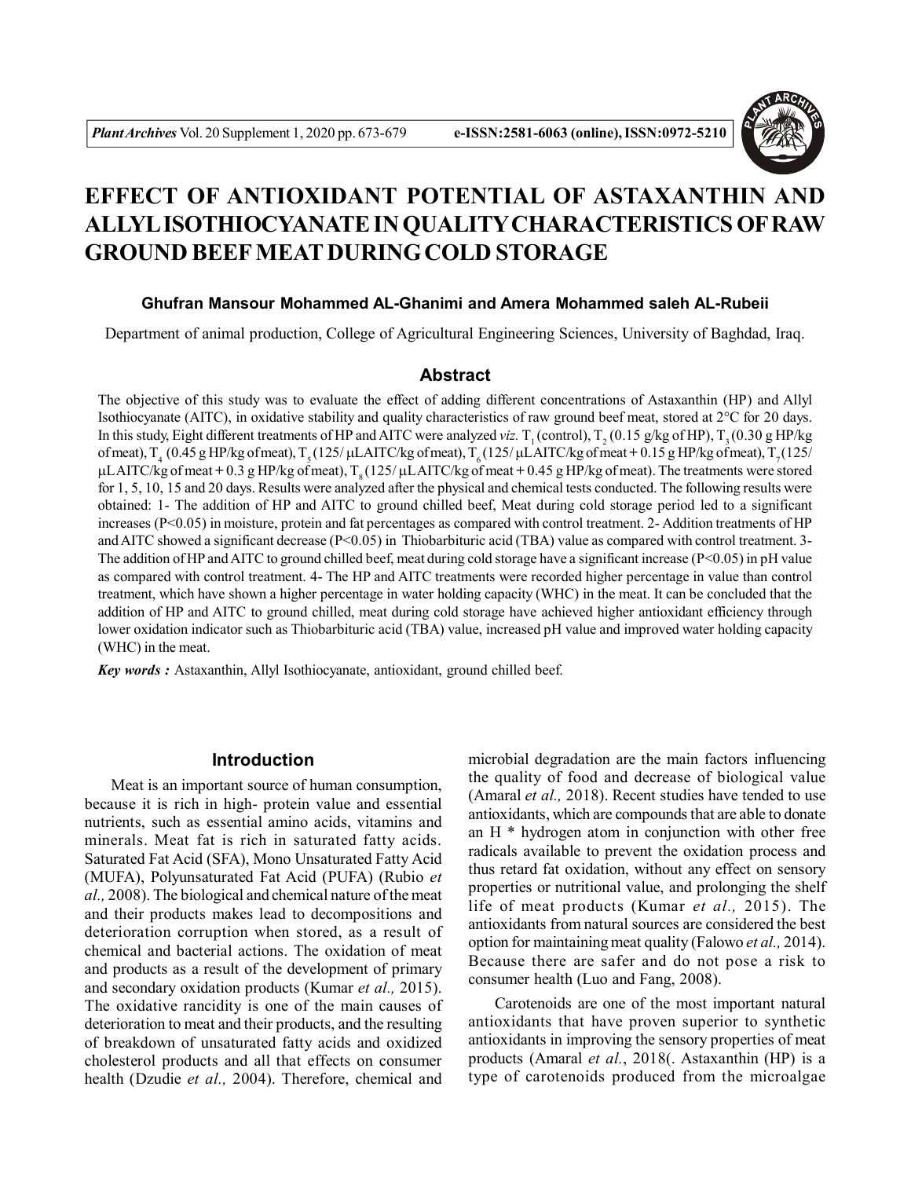# EFFECT OF ANTIOXIDANT POTENTIAL OF ASTAXANTHIN AND ALLYL ISOTHIOCYANATE IN QUALITY CHARACTERISTICS OF RAW GROUND BEEF MEAT DURING COLD STORAGE

**Ghufran Mansour Mohammed AL-Ghanimi and Amera Mohammed saleh AL-Rubeii**

Department of animal production, College of Agricultural Engineering Sciences, University of Baghdad, Iraq.

## Abstract

The objective of this study was to evaluate the effect of adding different concentrations of Astaxanthin (HP) and Allyl Isothiocyanate (AITC), in oxidative stability and quality characteristics of raw ground beef meat, stored at 2°C for 20 days. In this study, Eight different treatments of HP and AITC were analyzed *viz.* $T_1$ (control), $T_2$ (0.15 g/kg of HP), $T_3$ (0.30 g HP/kg of meat), $T_4$ (0.45 g HP/kg of meat), $T_5$ (125/ µLAITC/kg of meat), $T_6$ (125/ µLAITC/kg of meat + 0.15 g HP/kg of meat), $T_7$ (125/ µLAITC/kg of meat + 0.3 g HP/kg of meat), $T_8$ (125/ µLAITC/kg of meat + 0.45 g HP/kg of meat). The treatments were stored for 1, 5, 10, 15 and 20 days. Results were analyzed after the physical and chemical tests conducted. The following results were obtained: 1- The addition of HP and AITC to ground chilled beef, Meat during cold storage period led to a significant increases ($P<0.05$) in moisture, protein and fat percentages as compared with control treatment. 2- Addition treatments of HP and AITC showed a significant decrease ($P<0.05$) in Thiobarbituric acid (TBA) value as compared with control treatment. 3- The addition of HP and AITC to ground chilled beef, meat during cold storage have a significant increase ($P<0.05$) in pH value as compared with control treatment. 4- The HP and AITC treatments were recorded higher percentage in value than control treatment, which have shown a higher percentage in water holding capacity (WHC) in the meat. It can be concluded that the addition of HP and AITC to ground chilled, meat during cold storage have achieved higher antioxidant efficiency through lower oxidation indicator such as Thiobarbituric acid (TBA) value, increased pH value and improved water holding capacity (WHC) in the meat.

***Key words :*** Astaxanthin, Allyl Isothiocyanate, antioxidant, ground chilled beef.

## Introduction

Meat is an important source of human consumption, because it is rich in high- protein value and essential nutrients, such as essential amino acids, vitamins and minerals. Meat fat is rich in saturated fatty acids. Saturated Fat Acid (SFA), Mono Unsaturated Fatty Acid (MUFA), Polyunsaturated Fat Acid (PUFA) (Rubio *et al.,* 2008). The biological and chemical nature of the meat and their products makes lead to decompositions and deterioration corruption when stored, as a result of chemical and bacterial actions. The oxidation of meat and products as a result of the development of primary and secondary oxidation products (Kumar *et al.,* 2015). The oxidative rancidity is one of the main causes of deterioration to meat and their products, and the resulting of breakdown of unsaturated fatty acids and oxidized cholesterol products and all that effects on consumer health (Dzudie *et al.,* 2004). Therefore, chemical and microbial degradation are the main factors influencing the quality of food and decrease of biological value (Amaral *et al.,* 2018). Recent studies have tended to use antioxidants, which are compounds that are able to donate an H * hydrogen atom in conjunction with other free radicals available to prevent the oxidation process and thus retard fat oxidation, without any effect on sensory properties or nutritional value, and prolonging the shelf life of meat products (Kumar *et al.,* 2015). The antioxidants from natural sources are considered the best option for maintaining meat quality (Falowo *et al.,* 2014). Because there are safer and do not pose a risk to consumer health (Luo and Fang, 2008).

Carotenoids are one of the most important natural antioxidants that have proven superior to synthetic antioxidants in improving the sensory properties of meat products (Amaral *et al.*, 2018(. Astaxanthin (HP) is a type of carotenoids produced from the microalgae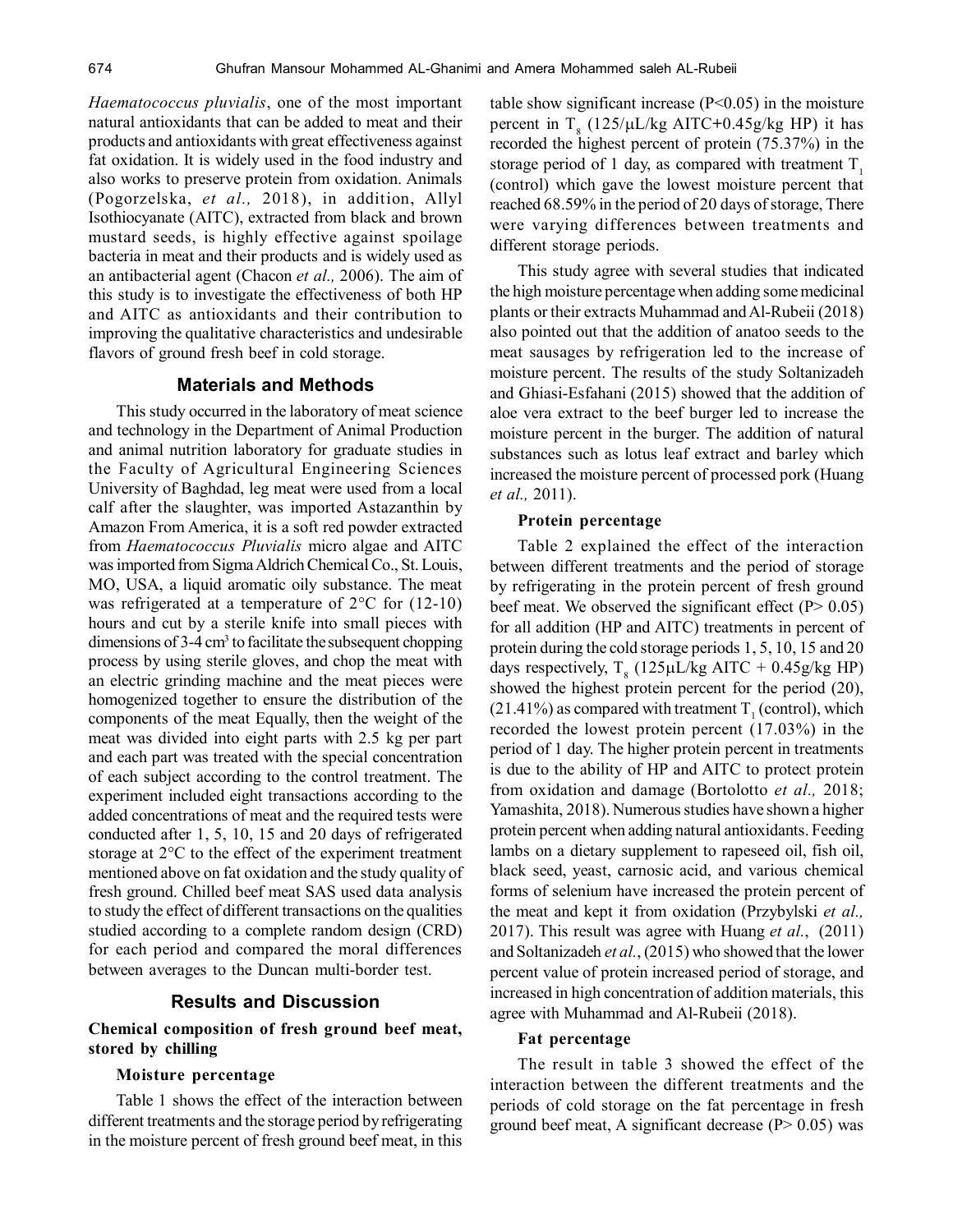*Haematococcus pluvialis*, one of the most important natural antioxidants that can be added to meat and their products and antioxidants with great effectiveness against fat oxidation. It is widely used in the food industry and also works to preserve protein from oxidation. Animals (Pogorzelska, *et al.,* 2018), in addition, Allyl Isothiocyanate (AITC), extracted from black and brown mustard seeds, is highly effective against spoilage bacteria in meat and their products and is widely used as an antibacterial agent (Chacon *et al.,* 2006). The aim of this study is to investigate the effectiveness of both HP and AITC as antioxidants and their contribution to improving the qualitative characteristics and undesirable flavors of ground fresh beef in cold storage.

## Materials and Methods

This study occurred in the laboratory of meat science and technology in the Department of Animal Production and animal nutrition laboratory for graduate studies in the Faculty of Agricultural Engineering Sciences University of Baghdad, leg meat were used from a local calf after the slaughter, was imported Astazanthin by Amazon From America, it is a soft red powder extracted from *Haematococcus Pluvialis* micro algae and AITC was imported from Sigma Aldrich Chemical Co., St. Louis, MO, USA, a liquid aromatic oily substance. The meat was refrigerated at a temperature of 2°C for (12-10) hours and cut by a sterile knife into small pieces with dimensions of 3-4 $cm^3$ to facilitate the subsequent chopping process by using sterile gloves, and chop the meat with an electric grinding machine and the meat pieces were homogenized together to ensure the distribution of the components of the meat Equally, then the weight of the meat was divided into eight parts with 2.5 kg per part and each part was treated with the special concentration of each subject according to the control treatment. The experiment included eight transactions according to the added concentrations of meat and the required tests were conducted after 1, 5, 10, 15 and 20 days of refrigerated storage at 2°C to the effect of the experiment treatment mentioned above on fat oxidation and the study quality of fresh ground. Chilled beef meat SAS used data analysis to study the effect of different transactions on the qualities studied according to a complete random design (CRD) for each period and compared the moral differences between averages to the Duncan multi-border test.

## Results and Discussion

### Chemical composition of fresh ground beef meat, stored by chilling

#### Moisture percentage

Table 1 shows the effect of the interaction between different treatments and the storage period by refrigerating in the moisture percent of fresh ground beef meat, in this table show significant increase ($P<0.05$) in the moisture percent in $T_8$ (125/μL/kg AITC+0.45g/kg HP) it has recorded the highest percent of protein (75.37%) in the storage period of 1 day, as compared with treatment $T_1$ (control) which gave the lowest moisture percent that reached 68.59% in the period of 20 days of storage, There were varying differences between treatments and different storage periods.

This study agree with several studies that indicated the high moisture percentage when adding some medicinal plants or their extracts Muhammad and Al-Rubeii (2018) also pointed out that the addition of anatoo seeds to the meat sausages by refrigeration led to the increase of moisture percent. The results of the study Soltanizadeh and Ghiasi-Esfahani (2015) showed that the addition of aloe vera extract to the beef burger led to increase the moisture percent in the burger. The addition of natural substances such as lotus leaf extract and barley which increased the moisture percent of processed pork (Huang *et al.,* 2011).

#### Protein percentage

Table 2 explained the effect of the interaction between different treatments and the period of storage by refrigerating in the protein percent of fresh ground beef meat. We observed the significant effect ($P> 0.05$) for all addition (HP and AITC) treatments in percent of protein during the cold storage periods 1, 5, 10, 15 and 20 days respectively, $T_8$ (125μL/kg AITC + 0.45g/kg HP) showed the highest protein percent for the period (20), (21.41%) as compared with treatment $T_1$ (control), which recorded the lowest protein percent (17.03%) in the period of 1 day. The higher protein percent in treatments is due to the ability of HP and AITC to protect protein from oxidation and damage (Bortolotto *et al.,* 2018; Yamashita, 2018). Numerous studies have shown a higher protein percent when adding natural antioxidants. Feeding lambs on a dietary supplement to rapeseed oil, fish oil, black seed, yeast, carnosic acid, and various chemical forms of selenium have increased the protein percent of the meat and kept it from oxidation (Przybylski *et al.,* 2017). This result was agree with Huang *et al.*, (2011) and Soltanizadeh *et al.*, (2015) who showed that the lower percent value of protein increased period of storage, and increased in high concentration of addition materials, this agree with Muhammad and Al-Rubeii (2018).

#### Fat percentage

The result in table 3 showed the effect of the interaction between the different treatments and the periods of cold storage on the fat percentage in fresh ground beef meat, A significant decrease ($P> 0.05$) was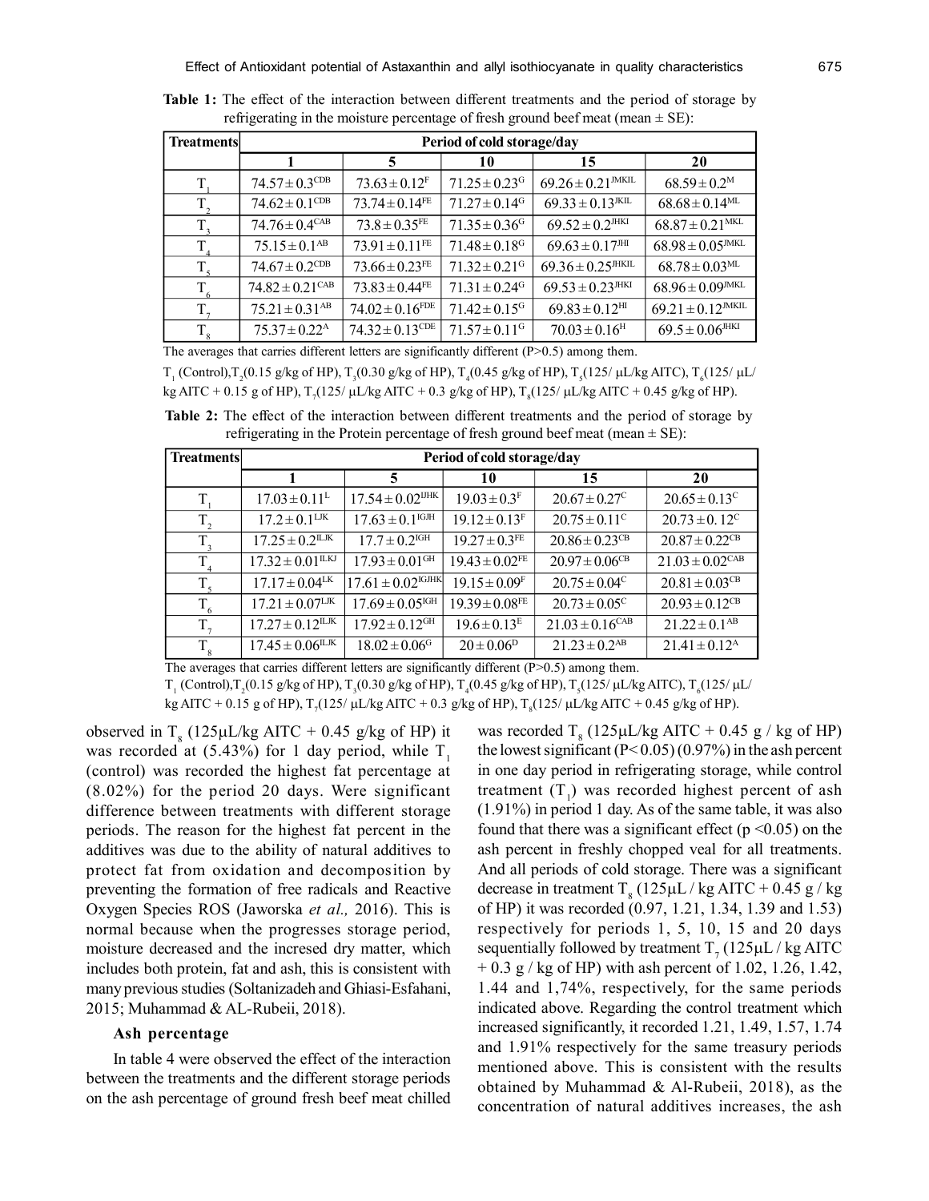**Table 1:** The effect of the interaction between different treatments and the period of storage by refrigerating in the moisture percentage of fresh ground beef meat (mean ± SE):

| Treatments | Period of cold storage/day | | | | |
|---|---|---|---|---|---|
| | 1 | 5 | 10 | 15 | 20 |
| $T_1$ | $74.57 \pm 0.3^{CDB}$ | $73.63 \pm 0.12^{F}$ | $71.25 \pm 0.23^{G}$ | $69.26 \pm 0.21^{JMKIL}$ | $68.59 \pm 0.2^{M}$ |
| $T_2$ | $74.62 \pm 0.1^{CDB}$ | $73.74 \pm 0.14^{FE}$ | $71.27 \pm 0.14^{G}$ | $69.33 \pm 0.13^{JKIL}$ | $68.68 \pm 0.14^{ML}$ |
| $T_3$ | $74.76 \pm 0.4^{CAB}$ | $73.8 \pm 0.35^{FE}$ | $71.35 \pm 0.36^{G}$ | $69.52 \pm 0.2^{JHKI}$ | $68.87 \pm 0.21^{MKL}$ |
| $T_4$ | $75.15 \pm 0.1^{AB}$ | $73.91 \pm 0.11^{FE}$ | $71.48 \pm 0.18^{G}$ | $69.63 \pm 0.17^{JHI}$ | $68.98 \pm 0.05^{JMKL}$ |
| $T_5$ | $74.67 \pm 0.2^{CDB}$ | $73.66 \pm 0.23^{FE}$ | $71.32 \pm 0.21^{G}$ | $69.36 \pm 0.25^{JHKIL}$ | $68.78 \pm 0.03^{ML}$ |
| $T_6$ | $74.82 \pm 0.21^{CAB}$ | $73.83 \pm 0.44^{FE}$ | $71.31 \pm 0.24^{G}$ | $69.53 \pm 0.23^{JHKI}$ | $68.96 \pm 0.09^{JMKL}$ |
| $T_7$ | $75.21 \pm 0.31^{AB}$ | $74.02 \pm 0.16^{FDE}$ | $71.42 \pm 0.15^{G}$ | $69.83 \pm 0.12^{HI}$ | $69.21 \pm 0.12^{JMKIL}$ |
| $T_8$ | $75.37 \pm 0.22^{A}$ | $74.32 \pm 0.13^{CDE}$ | $71.57 \pm 0.11^{G}$ | $70.03 \pm 0.16^{H}$ | $69.5 \pm 0.06^{JHKI}$ |

The averages that carries different letters are significantly different (P>0.5) among them.

$T_1$ (Control), $T_2$(0.15 g/kg of HP), $T_3$(0.30 g/kg of HP), $T_4$(0.45 g/kg of HP), $T_5$(125/ µL/kg AITC), $T_6$(125/ µL/kg AITC + 0.15 g of HP), $T_7$(125/ µL/kg AITC + 0.3 g/kg of HP), $T_8$(125/ µL/kg AITC + 0.45 g/kg of HP).

**Table 2:** The effect of the interaction between different treatments and the period of storage by refrigerating in the Protein percentage of fresh ground beef meat (mean ± SE):

| Treatments | Period of cold storage/day | | | | |
|---|---|---|---|---|---|
| | 1 | 5 | 10 | 15 | 20 |
| $T_1$ | $17.03 \pm 0.11^{L}$ | $17.54 \pm 0.02^{IJHK}$ | $19.03 \pm 0.3^{F}$ | $20.67 \pm 0.27^{C}$ | $20.65 \pm 0.13^{C}$ |
| $T_2$ | $17.2 \pm 0.1^{LJK}$ | $17.63 \pm 0.1^{IGJH}$ | $19.12 \pm 0.13^{F}$ | $20.75 \pm 0.11^{C}$ | $20.73 \pm 0.12^{C}$ |
| $T_3$ | $17.25 \pm 0.2^{ILJK}$ | $17.7 \pm 0.2^{IGH}$ | $19.27 \pm 0.3^{FE}$ | $20.86 \pm 0.23^{CB}$ | $20.87 \pm 0.22^{CB}$ |
| $T_4$ | $17.32 \pm 0.01^{ILKJ}$ | $17.93 \pm 0.01^{GH}$ | $19.43 \pm 0.02^{FE}$ | $20.97 \pm 0.06^{CB}$ | $21.03 \pm 0.02^{CAB}$ |
| $T_5$ | $17.17 \pm 0.04^{LK}$ | $17.61 \pm 0.02^{IGJHK}$ | $19.15 \pm 0.09^{F}$ | $20.75 \pm 0.04^{C}$ | $20.81 \pm 0.03^{CB}$ |
| $T_6$ | $17.21 \pm 0.07^{LJK}$ | $17.69 \pm 0.05^{IGH}$ | $19.39 \pm 0.08^{FE}$ | $20.73 \pm 0.05^{C}$ | $20.93 \pm 0.12^{CB}$ |
| $T_7$ | $17.27 \pm 0.12^{ILJK}$ | $17.92 \pm 0.12^{GH}$ | $19.6 \pm 0.13^{E}$ | $21.03 \pm 0.16^{CAB}$ | $21.22 \pm 0.1^{AB}$ |
| $T_8$ | $17.45 \pm 0.06^{ILJK}$ | $18.02 \pm 0.06^{G}$ | $20 \pm 0.06^{D}$ | $21.23 \pm 0.2^{AB}$ | $21.41 \pm 0.12^{A}$ |

The averages that carries different letters are significantly different (P>0.5) among them.

$T_1$ (Control), $T_2$(0.15 g/kg of HP), $T_3$(0.30 g/kg of HP), $T_4$(0.45 g/kg of HP), $T_5$(125/ µL/kg AITC), $T_6$(125/ µL/kg AITC + 0.15 g of HP), $T_7$(125/ µL/kg AITC + 0.3 g/kg of HP), $T_8$(125/ µL/kg AITC + 0.45 g/kg of HP).

observed in $T_8$ (125µL/kg AITC + 0.45 g/kg of HP) it was recorded at (5.43%) for 1 day period, while $T_1$ (control) was recorded the highest fat percentage at (8.02%) for the period 20 days. Were significant difference between treatments with different storage periods. The reason for the highest fat percent in the additives was due to the ability of natural additives to protect fat from oxidation and decomposition by preventing the formation of free radicals and Reactive Oxygen Species ROS (Jaworska *et al.,* 2016). This is normal because when the progresses storage period, moisture decreased and the incresed dry matter, which includes both protein, fat and ash, this is consistent with many previous studies (Soltanizadeh and Ghiasi-Esfahani, 2015; Muhammad & AL-Rubeii, 2018).

### Ash percentage

In table 4 were observed the effect of the interaction between the treatments and the different storage periods on the ash percentage of ground fresh beef meat chilled was recorded $T_8$ (125µL/kg AITC + 0.45 g / kg of HP) the lowest significant ($P < 0.05$) (0.97%) in the ash percent in one day period in refrigerating storage, while control treatment ($T_1$) was recorded highest percent of ash (1.91%) in period 1 day. As of the same table, it was also found that there was a significant effect ($p < 0.05$) on the ash percent in freshly chopped veal for all treatments. And all periods of cold storage. There was a significant decrease in treatment $T_8$ (125µL / kg AITC + 0.45 g / kg of HP) it was recorded (0.97, 1.21, 1.34, 1.39 and 1.53) respectively for periods 1, 5, 10, 15 and 20 days sequentially followed by treatment $T_7$ (125µL / kg AITC + 0.3 g / kg of HP) with ash percent of 1.02, 1.26, 1.42, 1.44 and 1,74%, respectively, for the same periods indicated above. Regarding the control treatment which increased significantly, it recorded 1.21, 1.49, 1.57, 1.74 and 1.91% respectively for the same treasury periods mentioned above. This is consistent with the results obtained by Muhammad & Al-Rubeii, 2018), as the concentration of natural additives increases, the ash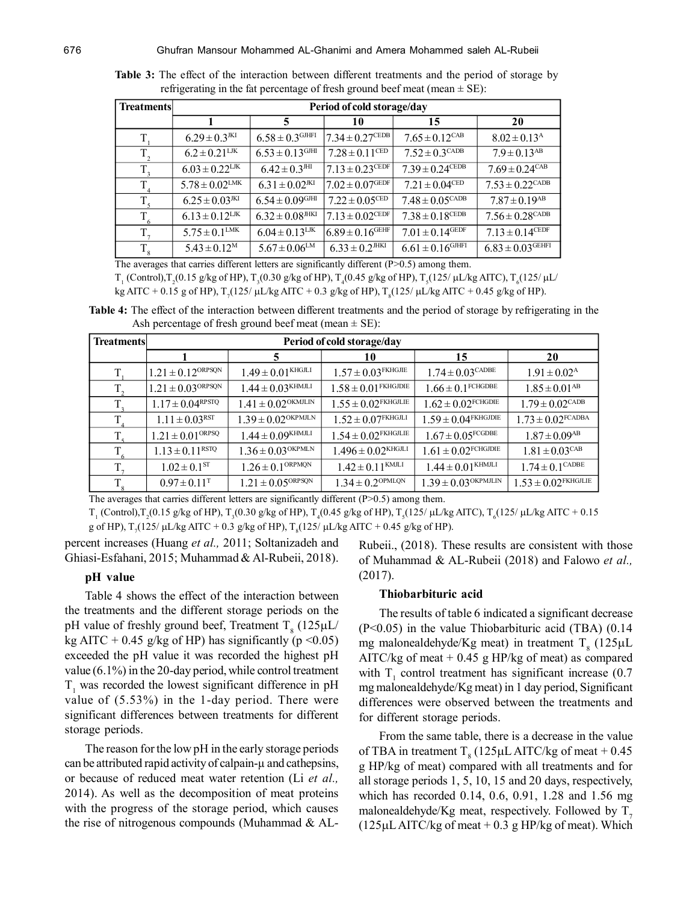**Table 3:** The effect of the interaction between different treatments and the period of storage by refrigerating in the fat percentage of fresh ground beef meat (mean ± SE):

| Treatments | Period of cold storage/day | | | | |
|---|---|---|---|---|---|
| | 1 | 5 | 10 | 15 | 20 |
| $T_1$ | $6.29 \pm 0.3^{JKI}$ | $6.58 \pm 0.3^{GJHFI}$ | $7.34 \pm 0.27^{CEDB}$ | $7.65 \pm 0.12^{CAB}$ | $8.02 \pm 0.13^{A}$ |
| $T_2$ | $6.2 \pm 0.21^{LJK}$ | $6.53 \pm 0.13^{GJHI}$ | $7.28 \pm 0.11^{CED}$ | $7.52 \pm 0.3^{CADB}$ | $7.9 \pm 0.13^{AB}$ |
| $T_3$ | $6.03 \pm 0.22^{LJK}$ | $6.42 \pm 0.3^{JHI}$ | $7.13 \pm 0.23^{CEDF}$ | $7.39 \pm 0.24^{CEDB}$ | $7.69 \pm 0.24^{CAB}$ |
| $T_4$ | $5.78 \pm 0.02^{LMK}$ | $6.31 \pm 0.02^{JKI}$ | $7.02 \pm 0.07^{GEDF}$ | $7.21 \pm 0.04^{CED}$ | $7.53 \pm 0.22^{CADB}$ |
| $T_5$ | $6.25 \pm 0.03^{JKI}$ | $6.54 \pm 0.09^{GJHI}$ | $7.22 \pm 0.05^{CED}$ | $7.48 \pm 0.05^{CADB}$ | $7.87 \pm 0.19^{AB}$ |
| $T_6$ | $6.13 \pm 0.12^{LJK}$ | $6.32 \pm 0.08^{JHKI}$ | $7.13 \pm 0.02^{CEDF}$ | $7.38 \pm 0.18^{CEDB}$ | $7.56 \pm 0.28^{CADB}$ |
| $T_7$ | $5.75 \pm 0.1^{LMK}$ | $6.04 \pm 0.13^{LJK}$ | $6.89 \pm 0.16^{GEHF}$ | $7.01 \pm 0.14^{GEDF}$ | $7.13 \pm 0.14^{CEDF}$ |
| $T_8$ | $5.43 \pm 0.12^{M}$ | $5.67 \pm 0.06^{LM}$ | $6.33 \pm 0.2^{JHKI}$ | $6.61 \pm 0.16^{GJHFI}$ | $6.83 \pm 0.03^{GEHFI}$ |

The averages that carries different letters are significantly different (P>0.5) among them.

$T_1$ (Control), $T_2$(0.15 g/kg of HP), $T_3$(0.30 g/kg of HP), $T_4$(0.45 g/kg of HP), $T_5$(125/ μL/kg AITC), $T_6$(125/ μL/kg AITC + 0.15 g of HP), $T_7$(125/ μL/kg AITC + 0.3 g/kg of HP), $T_8$(125/ μL/kg AITC + 0.45 g/kg of HP).

**Table 4:** The effect of the interaction between different treatments and the period of storage by refrigerating in the Ash percentage of fresh ground beef meat (mean ± SE):

| Treatments | Period of cold storage/day | | | | |
|---|---|---|---|---|---|
| | 1 | 5 | 10 | 15 | 20 |
| $T_1$ | $1.21 \pm 0.12^{ORPSQN}$ | $1.49 \pm 0.01^{KHGJLI}$ | $1.57 \pm 0.03^{FKHGJIE}$ | $1.74 \pm 0.03^{CADBE}$ | $1.91 \pm 0.02^{A}$ |
| $T_2$ | $1.21 \pm 0.03^{ORPSQN}$ | $1.44 \pm 0.03^{KHMJLI}$ | $1.58 \pm 0.01^{FKHGJDIE}$ | $1.66 \pm 0.1^{FCHGDBE}$ | $1.85 \pm 0.01^{AB}$ |
| $T_3$ | $1.17 \pm 0.04^{RPSTQ}$ | $1.41 \pm 0.02^{OKMJLIN}$ | $1.55 \pm 0.02^{FKHGJLIE}$ | $1.62 \pm 0.02^{FCHGDIE}$ | $1.79 \pm 0.02^{CADB}$ |
| $T_4$ | $1.11 \pm 0.03^{RST}$ | $1.39 \pm 0.02^{OKPMJLN}$ | $1.52 \pm 0.07^{FKHGJLI}$ | $1.59 \pm 0.04^{FKHGJDIE}$ | $1.73 \pm 0.02^{FCADBA}$ |
| $T_5$ | $1.21 \pm 0.01^{ORPSQ}$ | $1.44 \pm 0.09^{KHMJLI}$ | $1.54 \pm 0.02^{FKHGJLIE}$ | $1.67 \pm 0.05^{FCGDBE}$ | $1.87 \pm 0.09^{AB}$ |
| $T_6$ | $1.13 \pm 0.11^{RSTQ}$ | $1.36 \pm 0.03^{OKPMLN}$ | $1.496 \pm 0.02^{KHGJLI}$ | $1.61 \pm 0.02^{FCHGJDIE}$ | $1.81 \pm 0.03^{CAB}$ |
| $T_7$ | $1.02 \pm 0.1^{ST}$ | $1.26 \pm 0.1^{ORPMQN}$ | $1.42 \pm 0.11^{KMJLI}$ | $1.44 \pm 0.01^{KHMJLI}$ | $1.74 \pm 0.1^{CADBE}$ |
| $T_8$ | $0.97 \pm 0.11^{T}$ | $1.21 \pm 0.05^{ORPSQN}$ | $1.34 \pm 0.2^{OPMLQN}$ | $1.39 \pm 0.03^{OKPMJLIN}$ | $1.53 \pm 0.02^{FKHGJLIE}$ |

The averages that carries different letters are significantly different (P>0.5) among them.

$T_1$ (Control), $T_2$(0.15 g/kg of HP), $T_3$(0.30 g/kg of HP), $T_4$(0.45 g/kg of HP), $T_5$(125/ μL/kg AITC), $T_6$(125/ μL/kg AITC + 0.15 g of HP), $T_7$(125/ μL/kg AITC + 0.3 g/kg of HP), $T_8$(125/ μL/kg AITC + 0.45 g/kg of HP).

percent increases (Huang *et al.,* 2011; Soltanizadeh and Ghiasi-Esfahani, 2015; Muhammad & Al-Rubeii, 2018).

### pH value

Table 4 shows the effect of the interaction between the treatments and the different storage periods on the pH value of freshly ground beef, Treatment $T_8$ (125μL/kg AITC + 0.45 g/kg of HP) has significantly ($p < 0.05$) exceeded the pH value it was recorded the highest pH value (6.1%) in the 20-day period, while control treatment $T_1$ was recorded the lowest significant difference in pH value of (5.53%) in the 1-day period. There were significant differences between treatments for different storage periods.

The reason for the low pH in the early storage periods can be attributed rapid activity of calpain-μ and cathepsins, or because of reduced meat water retention (Li *et al.,* 2014). As well as the decomposition of meat proteins with the progress of the storage period, which causes the rise of nitrogenous compounds (Muhammad & AL-Rubeii., (2018). These results are consistent with those of Muhammad & AL-Rubeii (2018) and Falowo *et al.,* (2017).

### Thiobarbituric acid

The results of table 6 indicated a significant decrease ($P < 0.05$) in the value Thiobarbituric acid (TBA) (0.14 mg malonealdehyde/Kg meat) in treatment $T_8$ (125μL AITC/kg of meat + 0.45 g HP/kg of meat) as compared with $T_1$ control treatment has significant increase (0.7 mg malonealdehyde/Kg meat) in 1 day period, Significant differences were observed between the treatments and for different storage periods.

From the same table, there is a decrease in the value of TBA in treatment $T_8$ (125μL AITC/kg of meat + 0.45 g HP/kg of meat) compared with all treatments and for all storage periods 1, 5, 10, 15 and 20 days, respectively, which has recorded 0.14, 0.6, 0.91, 1.28 and 1.56 mg malonealdehyde/Kg meat, respectively. Followed by $T_7$ (125μL AITC/kg of meat + 0.3 g HP/kg of meat). Which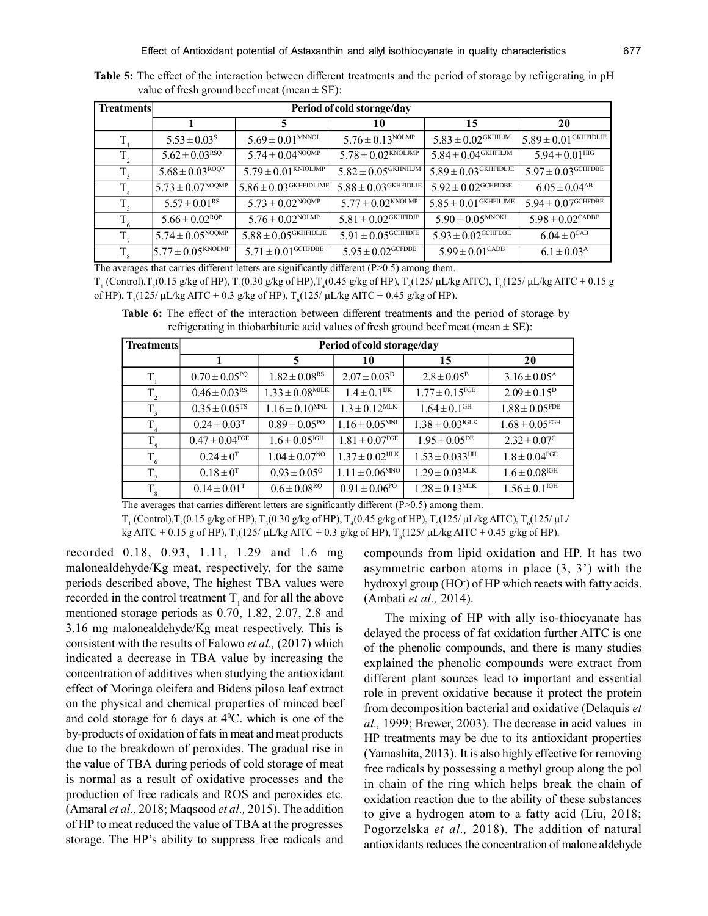**Table 5:** The effect of the interaction between different treatments and the period of storage by refrigerating in pH value of fresh ground beef meat (mean ± SE):

| Treatments | Period of cold storage/day | | | | |
|---|---|---|---|---|---|
| | 1 | 5 | 10 | 15 | 20 |
| $T_1$ | $5.53 \pm 0.03^{S}$ | $5.69 \pm 0.01^{MNNOL}$ | $5.76 \pm 0.13^{NOLMP}$ | $5.83 \pm 0.02^{GKHILJM}$ | $5.89 \pm 0.01^{GKHFIDLJE}$ |
| $T_2$ | $5.62 \pm 0.03^{RSQ}$ | $5.74 \pm 0.04^{NOQMP}$ | $5.78 \pm 0.02^{KNOLJMP}$ | $5.84 \pm 0.04^{GKHFILJM}$ | $5.94 \pm 0.01^{HIG}$ |
| $T_3$ | $5.68 \pm 0.03^{ROQP}$ | $5.79 \pm 0.01^{KNIOLJMP}$ | $5.82 \pm 0.05^{GKHNILJM}$ | $5.89 \pm 0.03^{GKHFIDLJE}$ | $5.97 \pm 0.03^{GCHFDBE}$ |
| $T_4$ | $5.73 \pm 0.07^{NOQMP}$ | $5.86 \pm 0.03^{GKHFIDLJME}$ | $5.88 \pm 0.03^{GKHFIDLJE}$ | $5.92 \pm 0.02^{GCHFIDBE}$ | $6.05 \pm 0.04^{AB}$ |
| $T_5$ | $5.57 \pm 0.01^{RS}$ | $5.73 \pm 0.02^{NOQMP}$ | $5.77 \pm 0.02^{KNOLMP}$ | $5.85 \pm 0.01^{GKHFILJME}$ | $5.94 \pm 0.07^{GCHFDBE}$ |
| $T_6$ | $5.66 \pm 0.02^{RQP}$ | $5.76 \pm 0.02^{NOLMP}$ | $5.81 \pm 0.02^{GKHFIDJE}$ | $5.90 \pm 0.05^{MNOKL}$ | $5.98 \pm 0.02^{CADBE}$ |
| $T_7$ | $5.74 \pm 0.05^{NOQMP}$ | $5.88 \pm 0.05^{GKHFIDLJE}$ | $5.91 \pm 0.05^{GCHFIDJE}$ | $5.93 \pm 0.02^{GCHFDBE}$ | $6.04 \pm 0^{CAB}$ |
| $T_8$ | $5.77 \pm 0.05^{KNOLMP}$ | $5.71 \pm 0.01^{GCHFDBE}$ | $5.95 \pm 0.02^{GCFDBE}$ | $5.99 \pm 0.01^{CADB}$ | $6.1 \pm 0.03^{A}$ |

The averages that carries different letters are significantly different (P>0.5) among them.

$T_1$ (Control), $T_2$(0.15 g/kg of HP), $T_3$(0.30 g/kg of HP), $T_4$(0.45 g/kg of HP), $T_5$(125/ µL/kg AITC), $T_6$(125/ µL/kg AITC + 0.15 g of HP), $T_7$(125/ µL/kg AITC + 0.3 g/kg of HP), $T_8$(125/ µL/kg AITC + 0.45 g/kg of HP).

**Table 6:** The effect of the interaction between different treatments and the period of storage by refrigerating in thiobarbituric acid values of fresh ground beef meat (mean ± SE):

| Treatments | Period of cold storage/day | | | | |
|---|---|---|---|---|---|
| | 1 | 5 | 10 | 15 | 20 |
| $T_1$ | $0.70 \pm 0.05^{PQ}$ | $1.82 \pm 0.08^{RS}$ | $2.07 \pm 0.03^{D}$ | $2.8 \pm 0.05^{B}$ | $3.16 \pm 0.05^{A}$ |
| $T_2$ | $0.46 \pm 0.03^{RS}$ | $1.33 \pm 0.08^{MJLK}$ | $1.4 \pm 0.1^{IJK}$ | $1.77 \pm 0.15^{FGE}$ | $2.09 \pm 0.15^{D}$ |
| $T_3$ | $0.35 \pm 0.05^{TS}$ | $1.16 \pm 0.10^{MNL}$ | $1.3 \pm 0.12^{MLK}$ | $1.64 \pm 0.1^{GH}$ | $1.88 \pm 0.05^{FDE}$ |
| $T_4$ | $0.24 \pm 0.03^{T}$ | $0.89 \pm 0.05^{PO}$ | $1.16 \pm 0.05^{MNL}$ | $1.38 \pm 0.03^{IGLK}$ | $1.68 \pm 0.05^{FGH}$ |
| $T_5$ | $0.47 \pm 0.04^{FGE}$ | $1.6 \pm 0.05^{IGH}$ | $1.81 \pm 0.07^{FGE}$ | $1.95 \pm 0.05^{DE}$ | $2.32 \pm 0.07^{C}$ |
| $T_6$ | $0.24 \pm 0^{T}$ | $1.04 \pm 0.07^{NO}$ | $1.37 \pm 0.02^{IJLK}$ | $1.53 \pm 0.033^{IJH}$ | $1.8 \pm 0.04^{FGE}$ |
| $T_7$ | $0.18 \pm 0^{T}$ | $0.93 \pm 0.05^{O}$ | $1.11 \pm 0.06^{MNO}$ | $1.29 \pm 0.03^{MLK}$ | $1.6 \pm 0.08^{IGH}$ |
| $T_8$ | $0.14 \pm 0.01^{T}$ | $0.6 \pm 0.08^{RQ}$ | $0.91 \pm 0.06^{PO}$ | $1.28 \pm 0.13^{MLK}$ | $1.56 \pm 0.1^{IGH}$ |

The averages that carries different letters are significantly different (P>0.5) among them.

$T_1$ (Control), $T_2$(0.15 g/kg of HP), $T_3$(0.30 g/kg of HP), $T_4$(0.45 g/kg of HP), $T_5$(125/ µL/kg AITC), $T_6$(125/ µL/kg AITC + 0.15 g of HP), $T_7$(125/ µL/kg AITC + 0.3 g/kg of HP), $T_8$(125/ µL/kg AITC + 0.45 g/kg of HP).

recorded 0.18, 0.93, 1.11, 1.29 and 1.6 mg malonealdehyde/Kg meat, respectively, for the same periods described above, The highest TBA values were recorded in the control treatment $T_1$ and for all the above mentioned storage periods as 0.70, 1.82, 2.07, 2.8 and 3.16 mg malonealdehyde/Kg meat respectively. This is consistent with the results of Falowo *et al.,* (2017) which indicated a decrease in TBA value by increasing the concentration of additives when studying the antioxidant effect of Moringa oleifera and Bidens pilosa leaf extract on the physical and chemical properties of minced beef and cold storage for 6 days at $4^0$C. which is one of the by-products of oxidation of fats in meat and meat products due to the breakdown of peroxides. The gradual rise in the value of TBA during periods of cold storage of meat is normal as a result of oxidative processes and the production of free radicals and ROS and peroxides etc. (Amaral *et al.,* 2018; Maqsood *et al.,* 2015). The addition of HP to meat reduced the value of TBA at the progresses storage. The HP's ability to suppress free radicals and compounds from lipid oxidation and HP. It has two asymmetric carbon atoms in place (3, 3') with the hydroxyl group ($HO^-$) of HP which reacts with fatty acids. (Ambati *et al.,* 2014).

The mixing of HP with ally iso-thiocyanate has delayed the process of fat oxidation further AITC is one of the phenolic compounds, and there is many studies explained the phenolic compounds were extract from different plant sources lead to important and essential role in prevent oxidative because it protect the protein from decomposition bacterial and oxidative (Delaquis *et al.,* 1999; Brewer, 2003). The decrease in acid values in HP treatments may be due to its antioxidant properties (Yamashita, 2013). It is also highly effective for removing free radicals by possessing a methyl group along the pol in chain of the ring which helps break the chain of oxidation reaction due to the ability of these substances to give a hydrogen atom to a fatty acid (Liu, 2018; Pogorzelska *et al.,* 2018). The addition of natural antioxidants reduces the concentration of malone aldehyde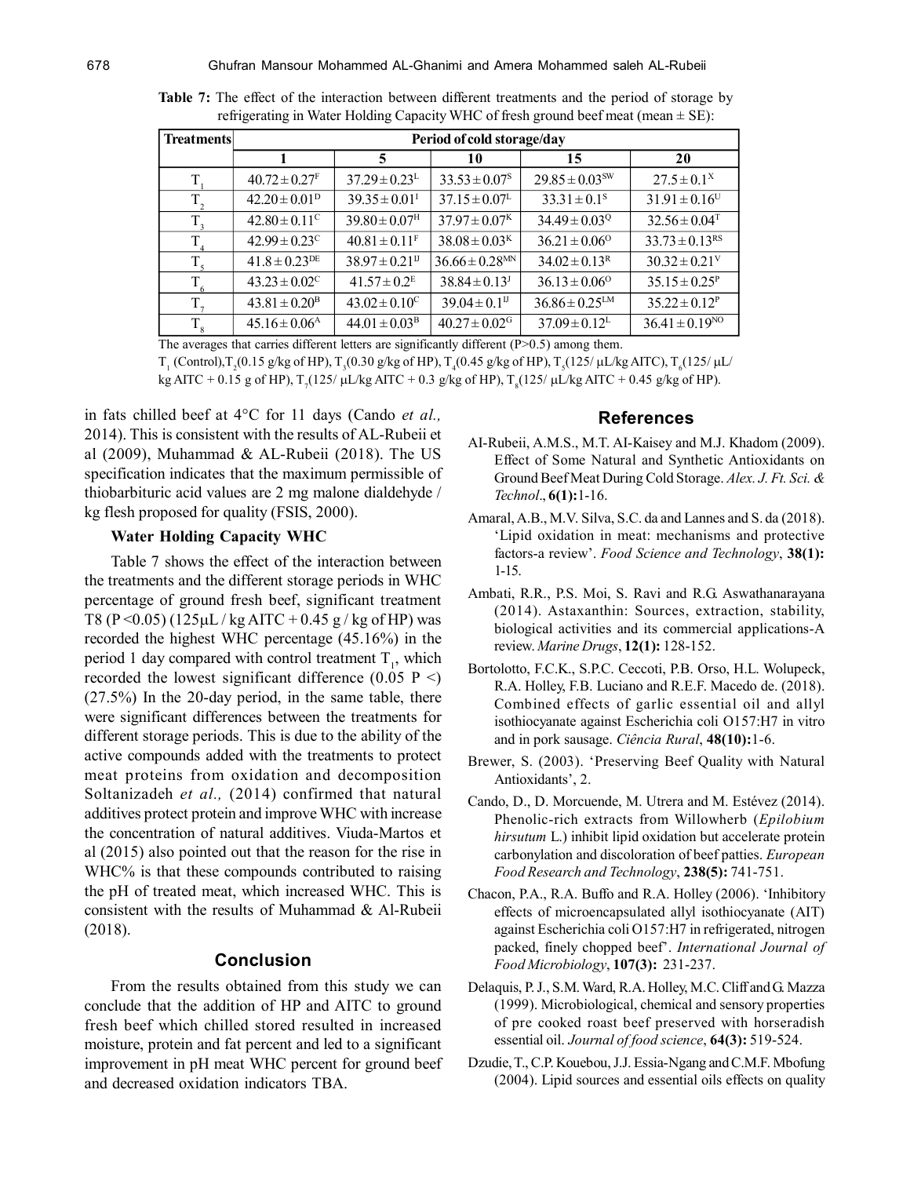**Table 7:** The effect of the interaction between different treatments and the period of storage by refrigerating in Water Holding Capacity WHC of fresh ground beef meat (mean ± SE):

| Treatments | Period of cold storage/day | | | | |
|---|---|---|---|---|---|
| | 1 | 5 | 10 | 15 | 20 |
| $T_1$ | $40.72 \pm 0.27^{F}$ | $37.29 \pm 0.23^{L}$ | $33.53 \pm 0.07^{S}$ | $29.85 \pm 0.03^{SW}$ | $27.5 \pm 0.1^{X}$ |
| $T_2$ | $42.20 \pm 0.01^{D}$ | $39.35 \pm 0.01^{I}$ | $37.15 \pm 0.07^{L}$ | $33.31 \pm 0.1^{S}$ | $31.91 \pm 0.16^{U}$ |
| $T_3$ | $42.80 \pm 0.11^{C}$ | $39.80 \pm 0.07^{H}$ | $37.97 \pm 0.07^{K}$ | $34.49 \pm 0.03^{Q}$ | $32.56 \pm 0.04^{T}$ |
| $T_4$ | $42.99 \pm 0.23^{C}$ | $40.81 \pm 0.11^{F}$ | $38.08 \pm 0.03^{K}$ | $36.21 \pm 0.06^{O}$ | $33.73 \pm 0.13^{RS}$ |
| $T_5$ | $41.8 \pm 0.23^{DE}$ | $38.97 \pm 0.21^{IJ}$ | $36.66 \pm 0.28^{MN}$ | $34.02 \pm 0.13^{R}$ | $30.32 \pm 0.21^{V}$ |
| $T_6$ | $43.23 \pm 0.02^{C}$ | $41.57 \pm 0.2^{E}$ | $38.84 \pm 0.13^{J}$ | $36.13 \pm 0.06^{O}$ | $35.15 \pm 0.25^{P}$ |
| $T_7$ | $43.81 \pm 0.20^{B}$ | $43.02 \pm 0.10^{C}$ | $39.04 \pm 0.1^{IJ}$ | $36.86 \pm 0.25^{LM}$ | $35.22 \pm 0.12^{P}$ |
| $T_8$ | $45.16 \pm 0.06^{A}$ | $44.01 \pm 0.03^{B}$ | $40.27 \pm 0.02^{G}$ | $37.09 \pm 0.12^{L}$ | $36.41 \pm 0.19^{NO}$ |

The averages that carries different letters are significantly different (P>0.5) among them.

$T_1$ (Control), $T_2$(0.15 g/kg of HP), $T_3$(0.30 g/kg of HP), $T_4$(0.45 g/kg of HP), $T_5$(125/ μL/kg AITC), $T_6$(125/ μL/kg AITC + 0.15 g of HP), $T_7$(125/ μL/kg AITC + 0.3 g/kg of HP), $T_8$(125/ μL/kg AITC + 0.45 g/kg of HP).

in fats chilled beef at 4°C for 11 days (Cando *et al.,* 2014). This is consistent with the results of AL-Rubeii et al (2009), Muhammad & AL-Rubeii (2018). The US specification indicates that the maximum permissible of thiobarbituric acid values are 2 mg malone dialdehyde / kg flesh proposed for quality (FSIS, 2000).

### Water Holding Capacity WHC

Table 7 shows the effect of the interaction between the treatments and the different storage periods in WHC percentage of ground fresh beef, significant treatment T8 ($P < 0.05$) (125μL / kg AITC + 0.45 g / kg of HP) was recorded the highest WHC percentage (45.16%) in the period 1 day compared with control treatment $T_1$, which recorded the lowest significant difference (0.05 P <) (27.5%) In the 20-day period, in the same table, there were significant differences between the treatments for different storage periods. This is due to the ability of the active compounds added with the treatments to protect meat proteins from oxidation and decomposition Soltanizadeh *et al.,* (2014) confirmed that natural additives protect protein and improve WHC with increase the concentration of natural additives. Viuda-Martos et al (2015) also pointed out that the reason for the rise in WHC% is that these compounds contributed to raising the pH of treated meat, which increased WHC. This is consistent with the results of Muhammad & Al-Rubeii (2018).

## Conclusion

From the results obtained from this study we can conclude that the addition of HP and AITC to ground fresh beef which chilled stored resulted in increased moisture, protein and fat percent and led to a significant improvement in pH meat WHC percent for ground beef and decreased oxidation indicators TBA.

## References

AI-Rubeii, A.M.S., M.T. AI-Kaisey and M.J. Khadom (2009). Effect of Some Natural and Synthetic Antioxidants on Ground Beef Meat During Cold Storage. *Alex. J. Ft. Sci. & Technol*., **6(1):** 1-16.

Amaral, A.B., M.V. Silva, S.C. da and Lannes and S. da (2018). 'Lipid oxidation in meat: mechanisms and protective factors-a review'. *Food Science and Technology*, **38(1):** 1-15.

Ambati, R.R., P.S. Moi, S. Ravi and R.G. Aswathanarayana (2014). Astaxanthin: Sources, extraction, stability, biological activities and its commercial applications-A review. *Marine Drugs*, **12(1):** 128-152.

Bortolotto, F.C.K., S.P.C. Ceccoti, P.B. Orso, H.L. Wolupeck, R.A. Holley, F.B. Luciano and R.E.F. Macedo de. (2018). Combined effects of garlic essential oil and allyl isothiocyanate against Escherichia coli O157:H7 in vitro and in pork sausage. *Ciência Rural*, **48(10):** 1-6.

Brewer, S. (2003). 'Preserving Beef Quality with Natural Antioxidants', 2.

Cando, D., D. Morcuende, M. Utrera and M. Estévez (2014). Phenolic-rich extracts from Willowherb (*Epilobium hirsutum* L.) inhibit lipid oxidation but accelerate protein carbonylation and discoloration of beef patties. *European Food Research and Technology*, **238(5):** 741-751.

Chacon, P.A., R.A. Buffo and R.A. Holley (2006). 'Inhibitory effects of microencapsulated allyl isothiocyanate (AIT) against Escherichia coli O157:H7 in refrigerated, nitrogen packed, finely chopped beef'. *International Journal of Food Microbiology*, **107(3):** 231-237.

Delaquis, P. J., S.M. Ward, R.A. Holley, M.C. Cliff and G. Mazza (1999). Microbiological, chemical and sensory properties of pre cooked roast beef preserved with horseradish essential oil. *Journal of food science*, **64(3):** 519-524.

Dzudie, T., C.P. Kouebou, J.J. Essia-Ngang and C.M.F. Mbofung (2004). Lipid sources and essential oils effects on quality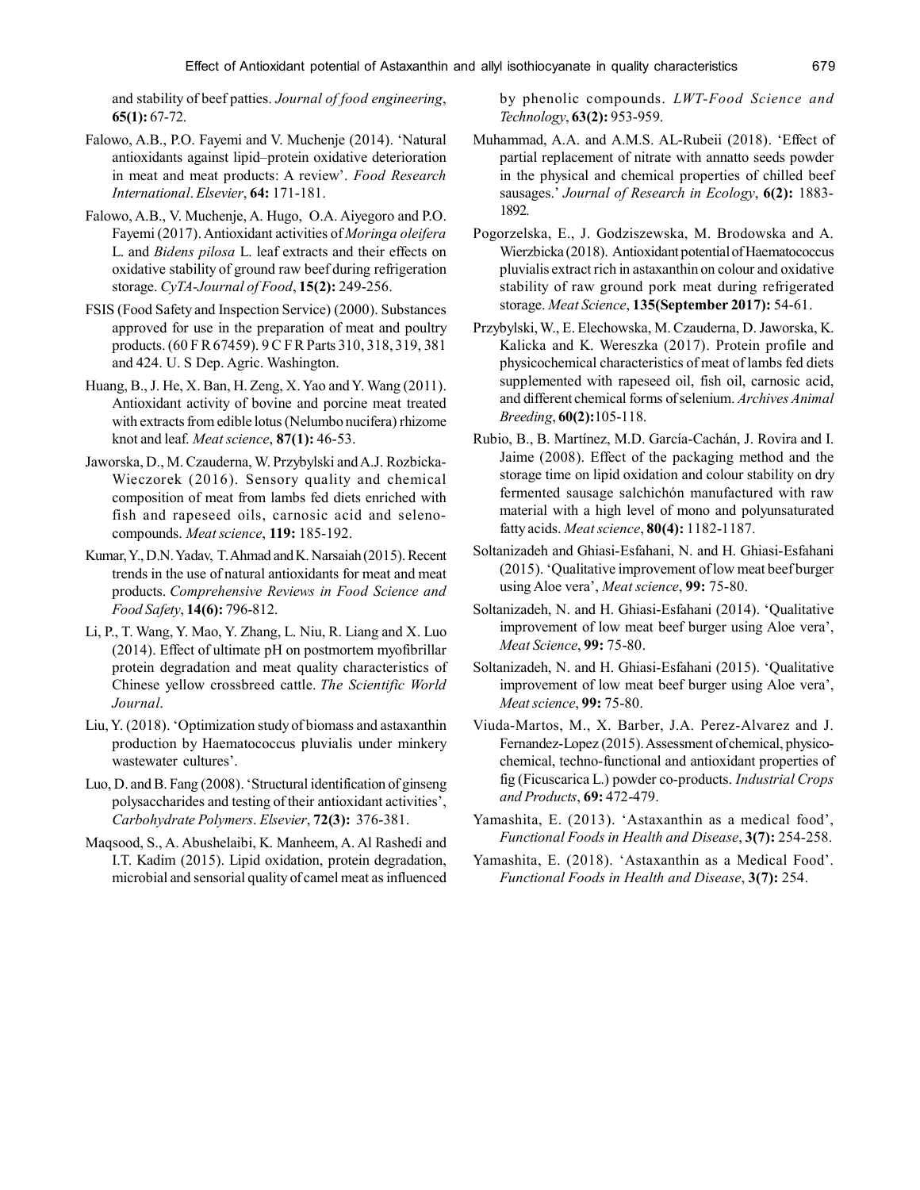and stability of beef patties. *Journal of food engineering*, **65(1):** 67-72.

Falowo, A.B., P.O. Fayemi and V. Muchenje (2014). 'Natural antioxidants against lipid–protein oxidative deterioration in meat and meat products: A review'. *Food Research International*. *Elsevier*, **64:** 171-181.

Falowo, A.B., V. Muchenje, A. Hugo, O.A. Aiyegoro and P.O. Fayemi (2017). Antioxidant activities of *Moringa oleifera* L. and *Bidens pilosa* L. leaf extracts and their effects on oxidative stability of ground raw beef during refrigeration storage. *CyTA-Journal of Food*, **15(2):** 249-256.

FSIS (Food Safety and Inspection Service) (2000). Substances approved for use in the preparation of meat and poultry products. (60 F R 67459). 9 C F R Parts 310, 318, 319, 381 and 424. U. S Dep. Agric. Washington.

Huang, B., J. He, X. Ban, H. Zeng, X. Yao and Y. Wang (2011). Antioxidant activity of bovine and porcine meat treated with extracts from edible lotus (Nelumbo nucifera) rhizome knot and leaf. *Meat science*, **87(1):** 46-53.

Jaworska, D., M. Czauderna, W. Przybylski and A.J. Rozbicka-Wieczorek (2016). Sensory quality and chemical composition of meat from lambs fed diets enriched with fish and rapeseed oils, carnosic acid and seleno-compounds. *Meat science*, **119:** 185-192.

Kumar, Y., D.N. Yadav, T. Ahmad and K. Narsaiah (2015). Recent trends in the use of natural antioxidants for meat and meat products. *Comprehensive Reviews in Food Science and Food Safety*, **14(6):** 796-812.

Li, P., T. Wang, Y. Mao, Y. Zhang, L. Niu, R. Liang and X. Luo (2014). Effect of ultimate pH on postmortem myofibrillar protein degradation and meat quality characteristics of Chinese yellow crossbreed cattle. *The Scientific World Journal*.

Liu, Y. (2018). 'Optimization study of biomass and astaxanthin production by Haematococcus pluvialis under minkery wastewater cultures'.

Luo, D. and B. Fang (2008). 'Structural identification of ginseng polysaccharides and testing of their antioxidant activities', *Carbohydrate Polymers*. *Elsevier*, **72(3):** 376-381.

Maqsood, S., A. Abushelaibi, K. Manheem, A. Al Rashedi and I.T. Kadim (2015). Lipid oxidation, protein degradation, microbial and sensorial quality of camel meat as influenced by phenolic compounds. *LWT-Food Science and Technology*, **63(2):** 953-959.

Muhammad, A.A. and A.M.S. AL-Rubeii (2018). 'Effect of partial replacement of nitrate with annatto seeds powder in the physical and chemical properties of chilled beef sausages.' *Journal of Research in Ecology*, **6(2):** 1883-1892.

Pogorzelska, E., J. Godziszewska, M. Brodowska and A. Wierzbicka (2018). Antioxidant potential of Haematococcus pluvialis extract rich in astaxanthin on colour and oxidative stability of raw ground pork meat during refrigerated storage. *Meat Science*, **135(September 2017):** 54-61.

Przybylski, W., E. Elechowska, M. Czauderna, D. Jaworska, K. Kalicka and K. Wereszka (2017). Protein profile and physicochemical characteristics of meat of lambs fed diets supplemented with rapeseed oil, fish oil, carnosic acid, and different chemical forms of selenium. *Archives Animal Breeding*, **60(2):**105-118.

Rubio, B., B. Martínez, M.D. García-Cachán, J. Rovira and I. Jaime (2008). Effect of the packaging method and the storage time on lipid oxidation and colour stability on dry fermented sausage salchichón manufactured with raw material with a high level of mono and polyunsaturated fatty acids. *Meat science*, **80(4):** 1182-1187.

Soltanizadeh and Ghiasi-Esfahani, N. and H. Ghiasi-Esfahani (2015). 'Qualitative improvement of low meat beef burger using Aloe vera', *Meat science*, **99:** 75-80.

Soltanizadeh, N. and H. Ghiasi-Esfahani (2014). 'Qualitative improvement of low meat beef burger using Aloe vera', *Meat Science*, **99:** 75-80.

Soltanizadeh, N. and H. Ghiasi-Esfahani (2015). 'Qualitative improvement of low meat beef burger using Aloe vera', *Meat science*, **99:** 75-80.

Viuda-Martos, M., X. Barber, J.A. Perez-Alvarez and J. Fernandez-Lopez (2015). Assessment of chemical, physico-chemical, techno-functional and antioxidant properties of fig (Ficuscarica L.) powder co-products. *Industrial Crops and Products*, **69:** 472-479.

Yamashita, E. (2013). 'Astaxanthin as a medical food', *Functional Foods in Health and Disease*, **3(7):** 254-258.

Yamashita, E. (2018). 'Astaxanthin as a Medical Food'. *Functional Foods in Health and Disease*, **3(7):** 254.